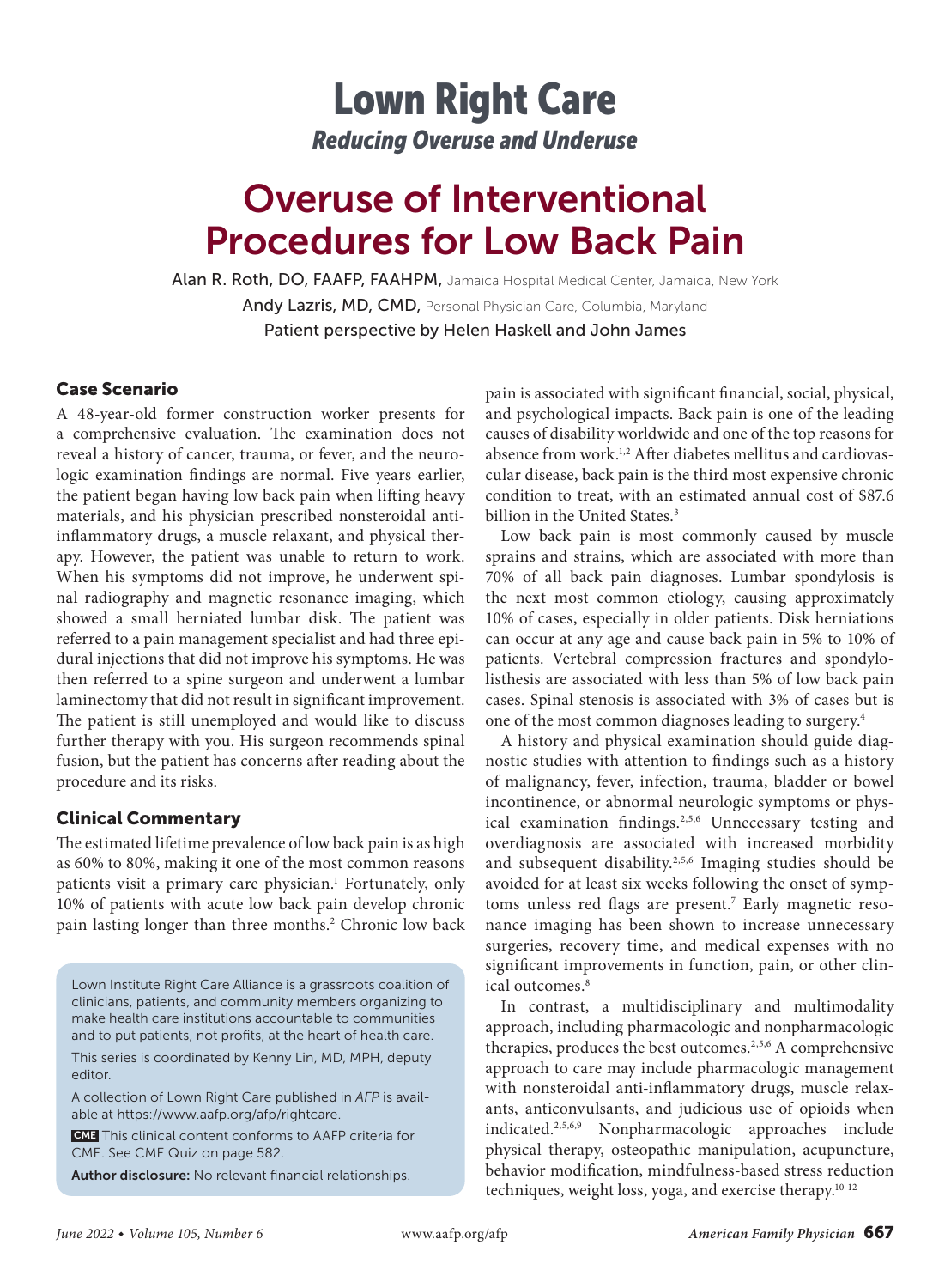# Lown Right Care

*Reducing Overuse and Underuse*

# Overuse of Interventional Procedures for Low Back Pain

Alan R. Roth, DO, FAAFP, FAAHPM, Jamaica Hospital Medical Center, Jamaica, New York

Andy Lazris, MD, CMD, Personal Physician Care, Columbia, Maryland

Patient perspective by Helen Haskell and John James

## Case Scenario

A 48-year-old former construction worker presents for a comprehensive evaluation. The examination does not reveal a history of cancer, trauma, or fever, and the neurologic examination findings are normal. Five years earlier, the patient began having low back pain when lifting heavy materials, and his physician prescribed nonsteroidal anti-inflammatory drugs, a muscle relaxant, and physical therapy. However, the patient was unable to return to work. When his symptoms did not improve, he underwent spinal radiography and magnetic resonance imaging, which showed a small herniated lumbar disk. The patient was referred to a pain management specialist and had three epidural injections that did not improve his symptoms. He was then referred to a spine surgeon and underwent a lumbar laminectomy that did not result in significant improvement. The patient is still unemployed and would like to discuss further therapy with you. His surgeon recommends spinal fusion, but the patient has concerns after reading about the procedure and its risks.

## Clinical Commentary

The estimated lifetime prevalence of low back pain is as high as 60% to 80%, making it one of the most common reasons patients visit a primary care physician.[1] Fortunately, only 10% of patients with acute low back pain develop chronic pain lasting longer than three months.[2] Chronic low back pain is associated with significant financial, social, physical, and psychological impacts. Back pain is one of the leading causes of disability worldwide and one of the top reasons for absence from work.[1,2] After diabetes mellitus and cardiovascular disease, back pain is the third most expensive chronic condition to treat, with an estimated annual cost of $87.6 billion in the United States.[3]

Low back pain is most commonly caused by muscle sprains and strains, which are associated with more than 70% of all back pain diagnoses. Lumbar spondylosis is the next most common etiology, causing approximately 10% of cases, especially in older patients. Disk herniations can occur at any age and cause back pain in 5% to 10% of patients. Vertebral compression fractures and spondylolisthesis are associated with less than 5% of low back pain cases. Spinal stenosis is associated with 3% of cases but is one of the most common diagnoses leading to surgery.[4]

A history and physical examination should guide diagnostic studies with attention to findings such as a history of malignancy, fever, infection, trauma, bladder or bowel incontinence, or abnormal neurologic symptoms or physical examination findings.[2,5,6] Unnecessary testing and overdiagnosis are associated with increased morbidity and subsequent disability.[2,5,6] Imaging studies should be avoided for at least six weeks following the onset of symptoms unless red flags are present.[7] Early magnetic resonance imaging has been shown to increase unnecessary surgeries, recovery time, and medical expenses with no significant improvements in function, pain, or other clinical outcomes.[8]

In contrast, a multidisciplinary and multimodality approach, including pharmacologic and nonpharmacologic therapies, produces the best outcomes.[2,5,6] A comprehensive approach to care may include pharmacologic management with nonsteroidal anti-inflammatory drugs, muscle relaxants, anticonvulsants, and judicious use of opioids when indicated.[2,5,6,9] Nonpharmacologic approaches include physical therapy, osteopathic manipulation, acupuncture, behavior modification, mindfulness-based stress reduction techniques, weight loss, yoga, and exercise therapy.[10-12]

Lown Institute Right Care Alliance is a grassroots coalition of clinicians, patients, and community members organizing to make health care institutions accountable to communities and to put patients, not profits, at the heart of health care.

This series is coordinated by Kenny Lin, MD, MPH, deputy editor.

A collection of Lown Right Care published in *AFP* is available at https://www.aafp.org/afp/rightcare.

CME This clinical content conforms to AAFP criteria for CME. See CME Quiz on page 582.

**Author disclosure:** No relevant financial relationships.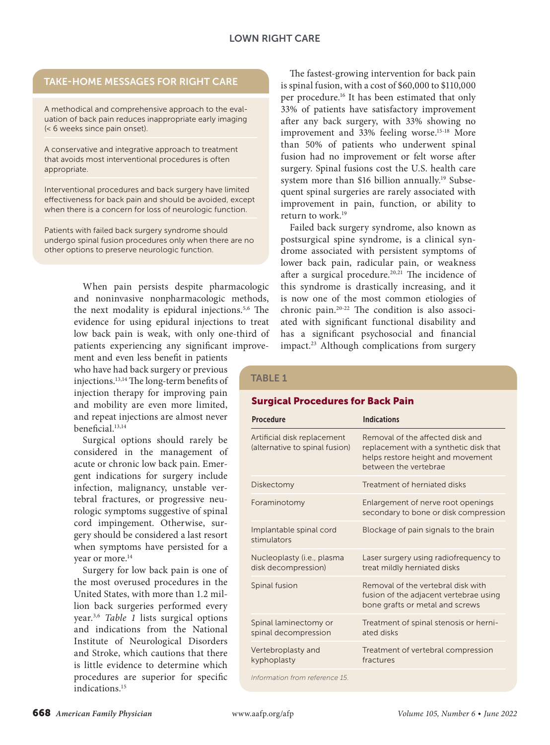## TAKE-HOME MESSAGES FOR RIGHT CARE

A methodical and comprehensive approach to the evaluation of back pain reduces inappropriate early imaging (< 6 weeks since pain onset).

A conservative and integrative approach to treatment that avoids most interventional procedures is often appropriate.

Interventional procedures and back surgery have limited effectiveness for back pain and should be avoided, except when there is a concern for loss of neurologic function.

Patients with failed back surgery syndrome should undergo spinal fusion procedures only when there are no other options to preserve neurologic function.

When pain persists despite pharmacologic and noninvasive nonpharmacologic methods, the next modality is epidural injections.[5,6] The evidence for using epidural injections to treat low back pain is weak, with only one-third of patients experiencing any significant improvement and even less benefit in patients who have had back surgery or previous injections.[13,14] The long-term benefits of injection therapy for improving pain and mobility are even more limited, and repeat injections are almost never beneficial.[13,14]

Surgical options should rarely be considered in the management of acute or chronic low back pain. Emergent indications for surgery include infection, malignancy, unstable vertebral fractures, or progressive neurologic symptoms suggestive of spinal cord impingement. Otherwise, surgery should be considered a last resort when symptoms have persisted for a year or more.[14]

Surgery for low back pain is one of the most overused procedures in the United States, with more than 1.2 million back surgeries performed every year.[3,6] *Table 1* lists surgical options and indications from the National Institute of Neurological Disorders and Stroke, which cautions that there is little evidence to determine which procedures are superior for specific indications.[15]

The fastest-growing intervention for back pain is spinal fusion, with a cost of $60,000 to $110,000 per procedure.[16] It has been estimated that only 33% of patients have satisfactory improvement after any back surgery, with 33% showing no improvement and 33% feeling worse.[15-18] More than 50% of patients who underwent spinal fusion had no improvement or felt worse after surgery. Spinal fusions cost the U.S. health care system more than $16 billion annually.[19] Subsequent spinal surgeries are rarely associated with improvement in pain, function, or ability to return to work.[19]

Failed back surgery syndrome, also known as postsurgical spine syndrome, is a clinical syndrome associated with persistent symptoms of lower back pain, radicular pain, or weakness after a surgical procedure.[20,21] The incidence of this syndrome is drastically increasing, and it is now one of the most common etiologies of chronic pain.[20-22] The condition is also associated with significant functional disability and has a significant psychosocial and financial impact.[23] Although complications from surgery

### TABLE 1

**Surgical Procedures for Back Pain**

| Procedure | Indications |
|---|---|
| Artificial disk replacement (alternative to spinal fusion) | Removal of the affected disk and replacement with a synthetic disk that helps restore height and movement between the vertebrae |
| Diskectomy | Treatment of herniated disks |
| Foraminotomy | Enlargement of nerve root openings secondary to bone or disk compression |
| Implantable spinal cord stimulators | Blockage of pain signals to the brain |
| Nucleoplasty (i.e., plasma disk decompression) | Laser surgery using radiofrequency to treat mildly herniated disks |
| Spinal fusion | Removal of the vertebral disk with fusion of the adjacent vertebrae using bone grafts or metal and screws |
| Spinal laminectomy or spinal decompression | Treatment of spinal stenosis or herniated disks |
| Vertebroplasty and kyphoplasty | Treatment of vertebral compression fractures |

*Information from reference 15.*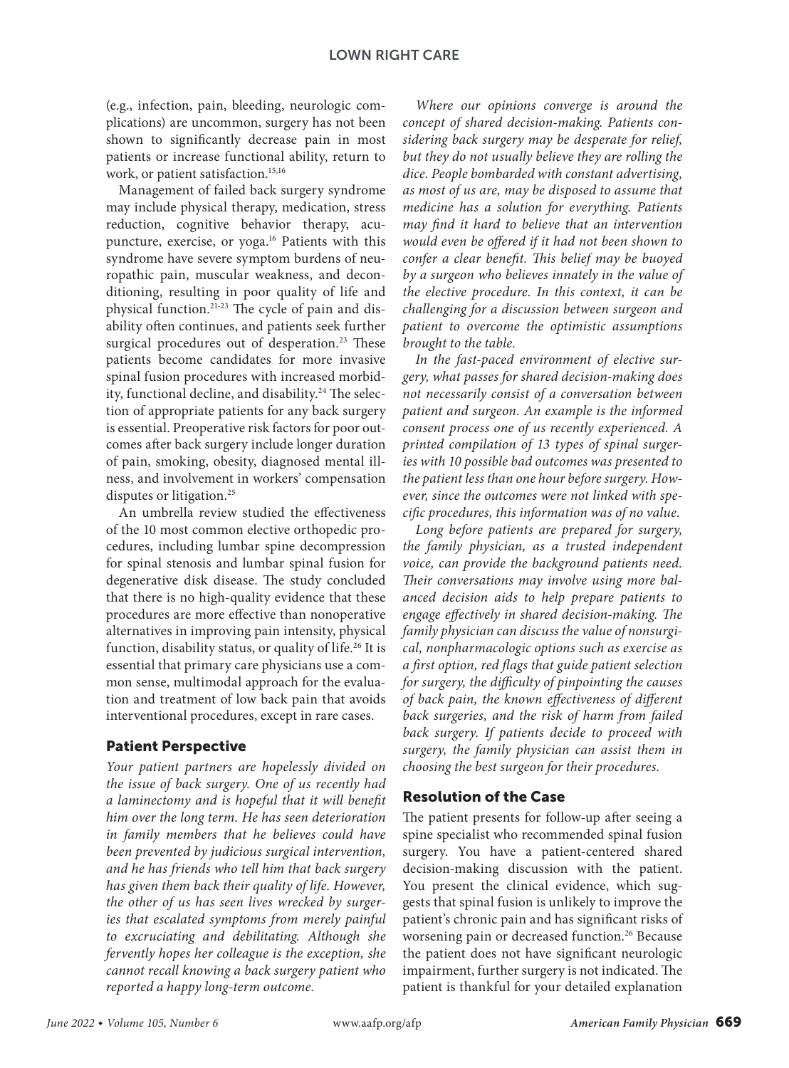(e.g., infection, pain, bleeding, neurologic complications) are uncommon, surgery has not been shown to significantly decrease pain in most patients or increase functional ability, return to work, or patient satisfaction.[15,16]

Management of failed back surgery syndrome may include physical therapy, medication, stress reduction, cognitive behavior therapy, acupuncture, exercise, or yoga.[16] Patients with this syndrome have severe symptom burdens of neuropathic pain, muscular weakness, and deconditioning, resulting in poor quality of life and physical function.[21-23] The cycle of pain and disability often continues, and patients seek further surgical procedures out of desperation.[23] These patients become candidates for more invasive spinal fusion procedures with increased morbidity, functional decline, and disability.[24] The selection of appropriate patients for any back surgery is essential. Preoperative risk factors for poor outcomes after back surgery include longer duration of pain, smoking, obesity, diagnosed mental illness, and involvement in workers' compensation disputes or litigation.[25]

An umbrella review studied the effectiveness of the 10 most common elective orthopedic procedures, including lumbar spine decompression for spinal stenosis and lumbar spinal fusion for degenerative disk disease. The study concluded that there is no high-quality evidence that these procedures are more effective than nonoperative alternatives in improving pain intensity, physical function, disability status, or quality of life.[26] It is essential that primary care physicians use a common sense, multimodal approach for the evaluation and treatment of low back pain that avoids interventional procedures, except in rare cases.

## Patient Perspective

*Your patient partners are hopelessly divided on the issue of back surgery. One of us recently had a laminectomy and is hopeful that it will benefit him over the long term. He has seen deterioration in family members that he believes could have been prevented by judicious surgical intervention, and he has friends who tell him that back surgery has given them back their quality of life. However, the other of us has seen lives wrecked by surgeries that escalated symptoms from merely painful to excruciating and debilitating. Although she fervently hopes her colleague is the exception, she cannot recall knowing a back surgery patient who reported a happy long-term outcome.*

*Where our opinions converge is around the concept of shared decision-making. Patients considering back surgery may be desperate for relief, but they do not usually believe they are rolling the dice. People bombarded with constant advertising, as most of us are, may be disposed to assume that medicine has a solution for everything. Patients may find it hard to believe that an intervention would even be offered if it had not been shown to confer a clear benefit. This belief may be buoyed by a surgeon who believes innately in the value of the elective procedure. In this context, it can be challenging for a discussion between surgeon and patient to overcome the optimistic assumptions brought to the table.*

*In the fast-paced environment of elective surgery, what passes for shared decision-making does not necessarily consist of a conversation between patient and surgeon. An example is the informed consent process one of us recently experienced. A printed compilation of 13 types of spinal surgeries with 10 possible bad outcomes was presented to the patient less than one hour before surgery. However, since the outcomes were not linked with specific procedures, this information was of no value.*

*Long before patients are prepared for surgery, the family physician, as a trusted independent voice, can provide the background patients need. Their conversations may involve using more balanced decision aids to help prepare patients to engage effectively in shared decision-making. The family physician can discuss the value of nonsurgical, nonpharmacologic options such as exercise as a first option, red flags that guide patient selection for surgery, the difficulty of pinpointing the causes of back pain, the known effectiveness of different back surgeries, and the risk of harm from failed back surgery. If patients decide to proceed with surgery, the family physician can assist them in choosing the best surgeon for their procedures.*

## Resolution of the Case

The patient presents for follow-up after seeing a spine specialist who recommended spinal fusion surgery. You have a patient-centered shared decision-making discussion with the patient. You present the clinical evidence, which suggests that spinal fusion is unlikely to improve the patient's chronic pain and has significant risks of worsening pain or decreased function.[26] Because the patient does not have significant neurologic impairment, further surgery is not indicated. The patient is thankful for your detailed explanation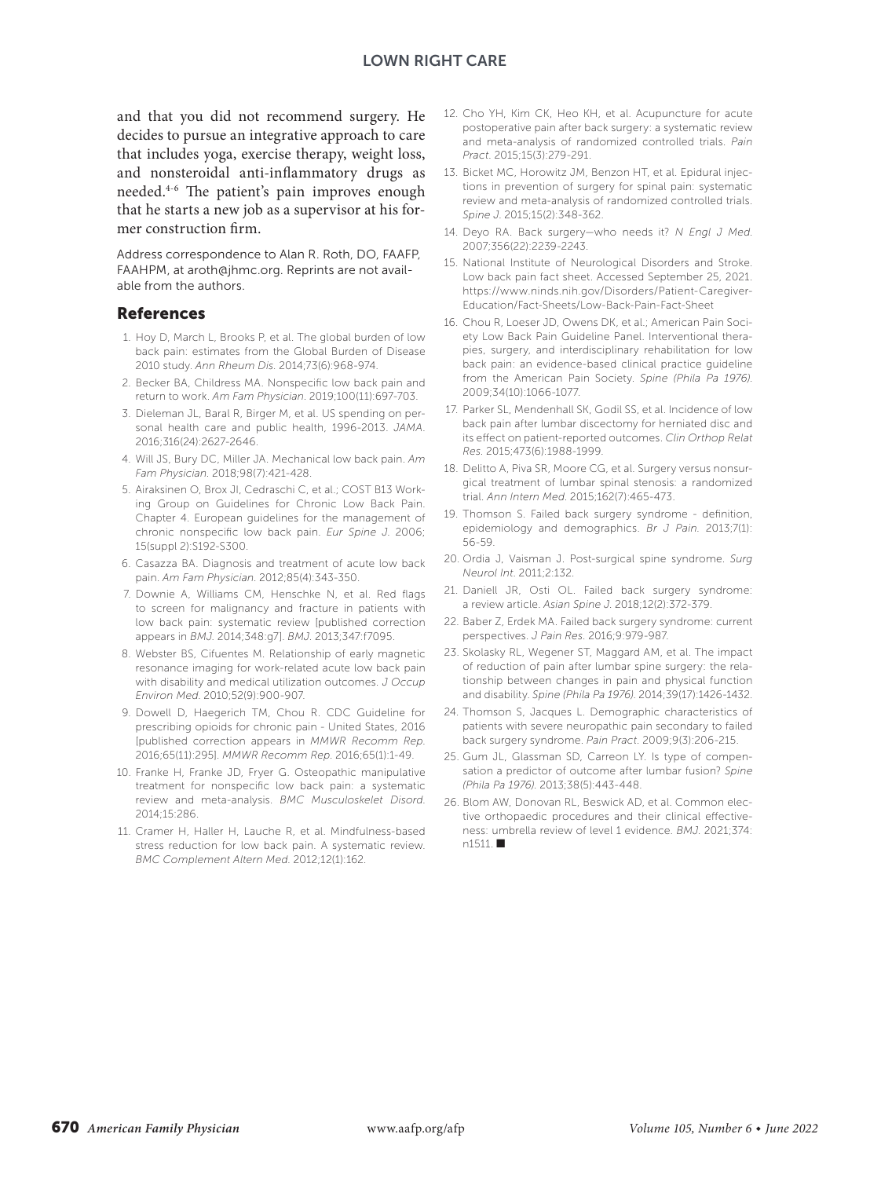and that you did not recommend surgery. He decides to pursue an integrative approach to care that includes yoga, exercise therapy, weight loss, and nonsteroidal anti-inflammatory drugs as needed.[4-6] The patient's pain improves enough that he starts a new job as a supervisor at his former construction firm.

Address correspondence to Alan R. Roth, DO, FAAFP, FAAHPM, at aroth@jhmc.org. Reprints are not available from the authors.

## References

1. Hoy D, March L, Brooks P, et al. The global burden of low back pain: estimates from the Global Burden of Disease 2010 study. *Ann Rheum Dis.* 2014;73(6):968-974.
2. Becker BA, Childress MA. Nonspecific low back pain and return to work. *Am Fam Physician.* 2019;100(11):697-703.
3. Dieleman JL, Baral R, Birger M, et al. US spending on personal health care and public health, 1996-2013. *JAMA.* 2016;316(24):2627-2646.
4. Will JS, Bury DC, Miller JA. Mechanical low back pain. *Am Fam Physician.* 2018;98(7):421-428.
5. Airaksinen O, Brox JI, Cedraschi C, et al.; COST B13 Working Group on Guidelines for Chronic Low Back Pain. Chapter 4. European guidelines for the management of chronic nonspecific low back pain. *Eur Spine J.* 2006; 15(suppl 2):S192-S300.
6. Casazza BA. Diagnosis and treatment of acute low back pain. *Am Fam Physician.* 2012;85(4):343-350.
7. Downie A, Williams CM, Henschke N, et al. Red flags to screen for malignancy and fracture in patients with low back pain: systematic review [published correction appears in *BMJ.* 2014;348:g7]. *BMJ.* 2013;347:f7095.
8. Webster BS, Cifuentes M. Relationship of early magnetic resonance imaging for work-related acute low back pain with disability and medical utilization outcomes. *J Occup Environ Med.* 2010;52(9):900-907.
9. Dowell D, Haegerich TM, Chou R. CDC Guideline for prescribing opioids for chronic pain - United States, 2016 [published correction appears in *MMWR Recomm Rep.* 2016;65(11):295]. *MMWR Recomm Rep.* 2016;65(1):1-49.
10. Franke H, Franke JD, Fryer G. Osteopathic manipulative treatment for nonspecific low back pain: a systematic review and meta-analysis. *BMC Musculoskelet Disord.* 2014;15:286.
11. Cramer H, Haller H, Lauche R, et al. Mindfulness-based stress reduction for low back pain. A systematic review. *BMC Complement Altern Med.* 2012;12(1):162.
12. Cho YH, Kim CK, Heo KH, et al. Acupuncture for acute postoperative pain after back surgery: a systematic review and meta-analysis of randomized controlled trials. *Pain Pract.* 2015;15(3):279-291.
13. Bicket MC, Horowitz JM, Benzon HT, et al. Epidural injections in prevention of surgery for spinal pain: systematic review and meta-analysis of randomized controlled trials. *Spine J.* 2015;15(2):348-362.
14. Deyo RA. Back surgery—who needs it? *N Engl J Med.* 2007;356(22):2239-2243.
15. National Institute of Neurological Disorders and Stroke. Low back pain fact sheet. Accessed September 25, 2021. https://www.ninds.nih.gov/Disorders/Patient-Caregiver-Education/Fact-Sheets/Low-Back-Pain-Fact-Sheet
16. Chou R, Loeser JD, Owens DK, et al.; American Pain Society Low Back Pain Guideline Panel. Interventional therapies, surgery, and interdisciplinary rehabilitation for low back pain: an evidence-based clinical practice guideline from the American Pain Society. *Spine (Phila Pa 1976).* 2009;34(10):1066-1077.
17. Parker SL, Mendenhall SK, Godil SS, et al. Incidence of low back pain after lumbar discectomy for herniated disc and its effect on patient-reported outcomes. *Clin Orthop Relat Res.* 2015;473(6):1988-1999.
18. Delitto A, Piva SR, Moore CG, et al. Surgery versus nonsurgical treatment of lumbar spinal stenosis: a randomized trial. *Ann Intern Med.* 2015;162(7):465-473.
19. Thomson S. Failed back surgery syndrome - definition, epidemiology and demographics. *Br J Pain.* 2013;7(1): 56-59.
20. Ordia J, Vaisman J. Post-surgical spine syndrome. *Surg Neurol Int.* 2011;2:132.
21. Daniell JR, Osti OL. Failed back surgery syndrome: a review article. *Asian Spine J.* 2018;12(2):372-379.
22. Baber Z, Erdek MA. Failed back surgery syndrome: current perspectives. *J Pain Res.* 2016;9:979-987.
23. Skolasky RL, Wegener ST, Maggard AM, et al. The impact of reduction of pain after lumbar spine surgery: the relationship between changes in pain and physical function and disability. *Spine (Phila Pa 1976).* 2014;39(17):1426-1432.
24. Thomson S, Jacques L. Demographic characteristics of patients with severe neuropathic pain secondary to failed back surgery syndrome. *Pain Pract.* 2009;9(3):206-215.
25. Gum JL, Glassman SD, Carreon LY. Is type of compensation a predictor of outcome after lumbar fusion? *Spine (Phila Pa 1976).* 2013;38(5):443-448.
26. Blom AW, Donovan RL, Beswick AD, et al. Common elective orthopaedic procedures and their clinical effectiveness: umbrella review of level 1 evidence. *BMJ.* 2021;374: n1511. ■